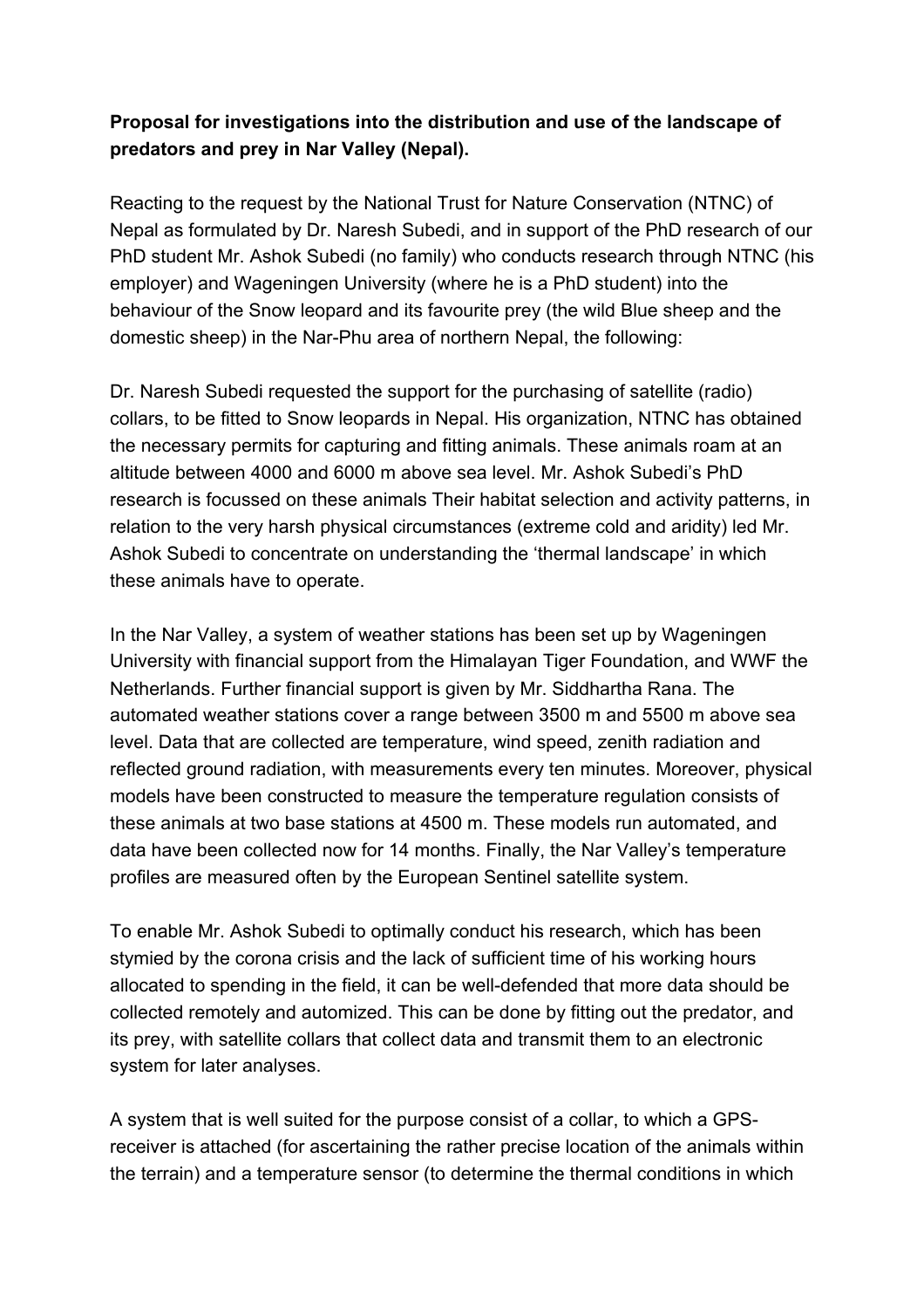**Proposal for investigations into the distribution and use of the landscape of predators and prey in Nar Valley (Nepal).**

Reacting to the request by the National Trust for Nature Conservation (NTNC) of Nepal as formulated by Dr. Naresh Subedi, and in support of the PhD research of our PhD student Mr. Ashok Subedi (no family) who conducts research through NTNC (his employer) and Wageningen University (where he is a PhD student) into the behaviour of the Snow leopard and its favourite prey (the wild Blue sheep and the domestic sheep) in the Nar-Phu area of northern Nepal, the following:

Dr. Naresh Subedi requested the support for the purchasing of satellite (radio) collars, to be fitted to Snow leopards in Nepal. His organization, NTNC has obtained the necessary permits for capturing and fitting animals. These animals roam at an altitude between 4000 and 6000 m above sea level. Mr. Ashok Subedi's PhD research is focussed on these animals Their habitat selection and activity patterns, in relation to the very harsh physical circumstances (extreme cold and aridity) led Mr. Ashok Subedi to concentrate on understanding the 'thermal landscape' in which these animals have to operate.

In the Nar Valley, a system of weather stations has been set up by Wageningen University with financial support from the Himalayan Tiger Foundation, and WWF the Netherlands. Further financial support is given by Mr. Siddhartha Rana. The automated weather stations cover a range between 3500 m and 5500 m above sea level. Data that are collected are temperature, wind speed, zenith radiation and reflected ground radiation, with measurements every ten minutes. Moreover, physical models have been constructed to measure the temperature regulation consists of these animals at two base stations at 4500 m. These models run automated, and data have been collected now for 14 months. Finally, the Nar Valley's temperature profiles are measured often by the European Sentinel satellite system.

To enable Mr. Ashok Subedi to optimally conduct his research, which has been stymied by the corona crisis and the lack of sufficient time of his working hours allocated to spending in the field, it can be well-defended that more data should be collected remotely and automized. This can be done by fitting out the predator, and its prey, with satellite collars that collect data and transmit them to an electronic system for later analyses.

A system that is well suited for the purpose consist of a collar, to which a GPS-receiver is attached (for ascertaining the rather precise location of the animals within the terrain) and a temperature sensor (to determine the thermal conditions in which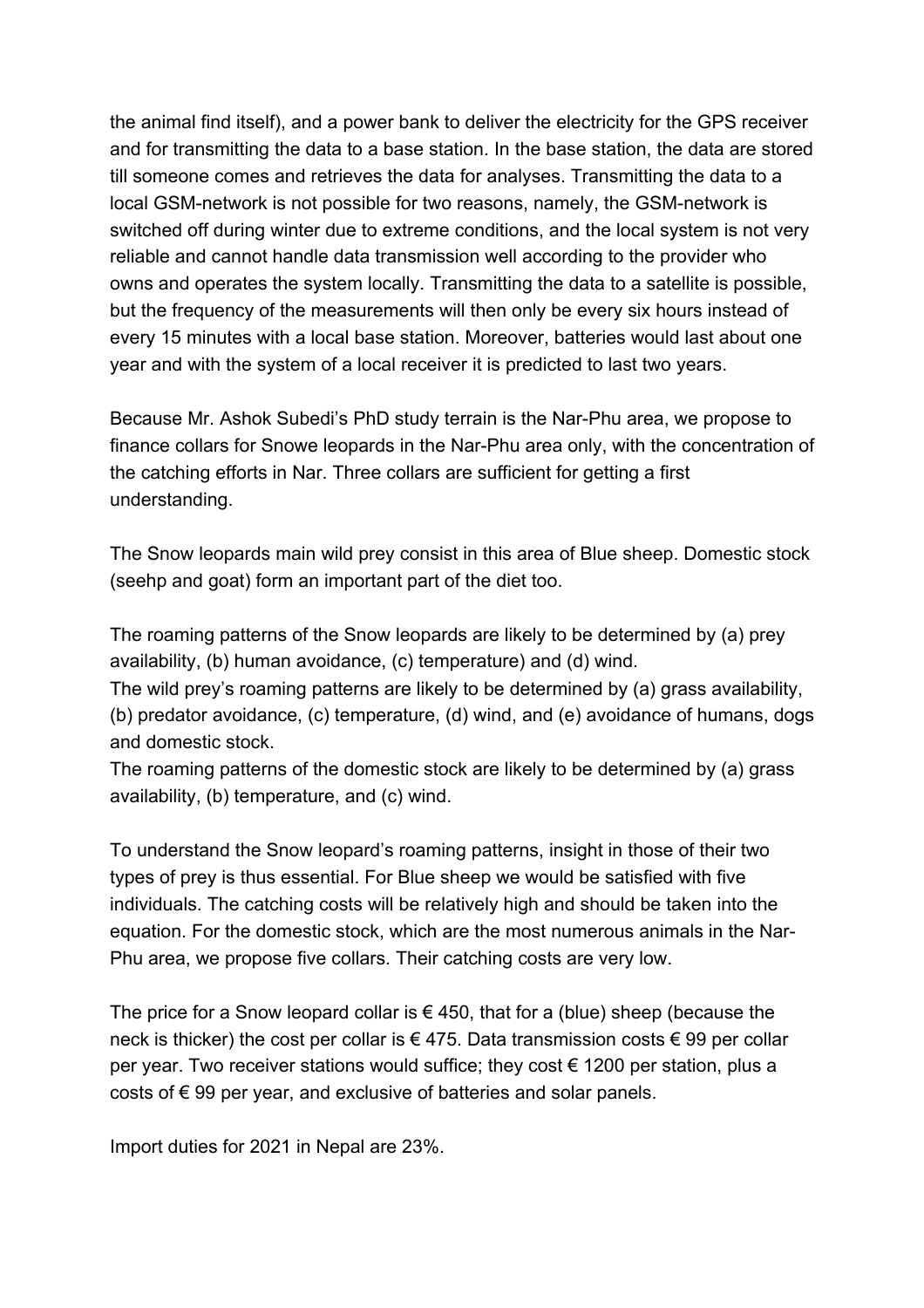the animal find itself), and a power bank to deliver the electricity for the GPS receiver and for transmitting the data to a base station. In the base station, the data are stored till someone comes and retrieves the data for analyses. Transmitting the data to a local GSM-network is not possible for two reasons, namely, the GSM-network is switched off during winter due to extreme conditions, and the local system is not very reliable and cannot handle data transmission well according to the provider who owns and operates the system locally. Transmitting the data to a satellite is possible, but the frequency of the measurements will then only be every six hours instead of every 15 minutes with a local base station. Moreover, batteries would last about one year and with the system of a local receiver it is predicted to last two years.

Because Mr. Ashok Subedi's PhD study terrain is the Nar-Phu area, we propose to finance collars for Snowe leopards in the Nar-Phu area only, with the concentration of the catching efforts in Nar. Three collars are sufficient for getting a first understanding.

The Snow leopards main wild prey consist in this area of Blue sheep. Domestic stock (seehp and goat) form an important part of the diet too.

The roaming patterns of the Snow leopards are likely to be determined by (a) prey availability, (b) human avoidance, (c) temperature) and (d) wind.
The wild prey's roaming patterns are likely to be determined by (a) grass availability, (b) predator avoidance, (c) temperature, (d) wind, and (e) avoidance of humans, dogs and domestic stock.
The roaming patterns of the domestic stock are likely to be determined by (a) grass availability, (b) temperature, and (c) wind.

To understand the Snow leopard's roaming patterns, insight in those of their two types of prey is thus essential. For Blue sheep we would be satisfied with five individuals. The catching costs will be relatively high and should be taken into the equation. For the domestic stock, which are the most numerous animals in the Nar-Phu area, we propose five collars. Their catching costs are very low.

The price for a Snow leopard collar is € 450, that for a (blue) sheep (because the neck is thicker) the cost per collar is € 475. Data transmission costs € 99 per collar per year. Two receiver stations would suffice; they cost € 1200 per station, plus a costs of € 99 per year, and exclusive of batteries and solar panels.

Import duties for 2021 in Nepal are 23%.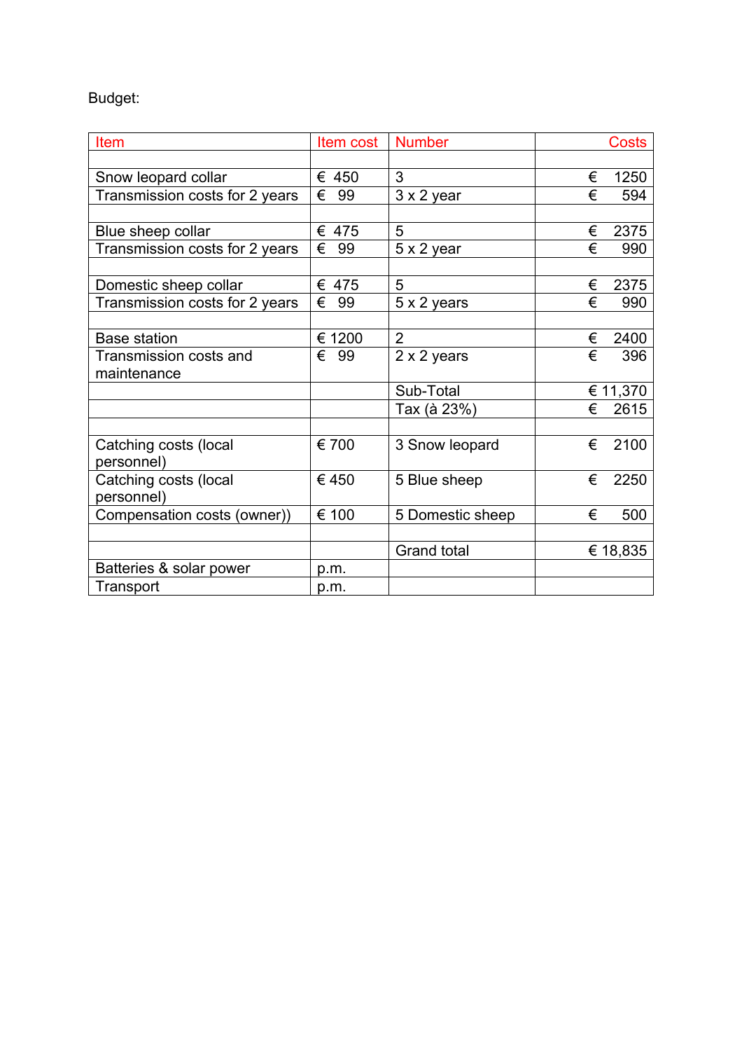Budget:

| Item | Item cost | Number | Costs |
|---|---|---|---|
| | | | |
| Snow leopard collar | € 450 | 3 | € 1250 |
| Transmission costs for 2 years | € 99 | 3 x 2 year | € 594 |
| | | | |
| Blue sheep collar | € 475 | 5 | € 2375 |
| Transmission costs for 2 years | € 99 | 5 x 2 year | € 990 |
| | | | |
| Domestic sheep collar | € 475 | 5 | € 2375 |
| Transmission costs for 2 years | € 99 | 5 x 2 years | € 990 |
| | | | |
| Base station | € 1200 | 2 | € 2400 |
| Transmission costs and maintenance | € 99 | 2 x 2 years | € 396 |
| | | Sub-Total | € 11,370 |
| | | Tax (à 23%) | € 2615 |
| | | | |
| Catching costs (local personnel) | € 700 | 3 Snow leopard | € 2100 |
| Catching costs (local personnel) | € 450 | 5 Blue sheep | € 2250 |
| Compensation costs (owner)) | € 100 | 5 Domestic sheep | € 500 |
| | | | |
| | | Grand total | € 18,835 |
| Batteries & solar power | p.m. | | |
| Transport | p.m. | | |